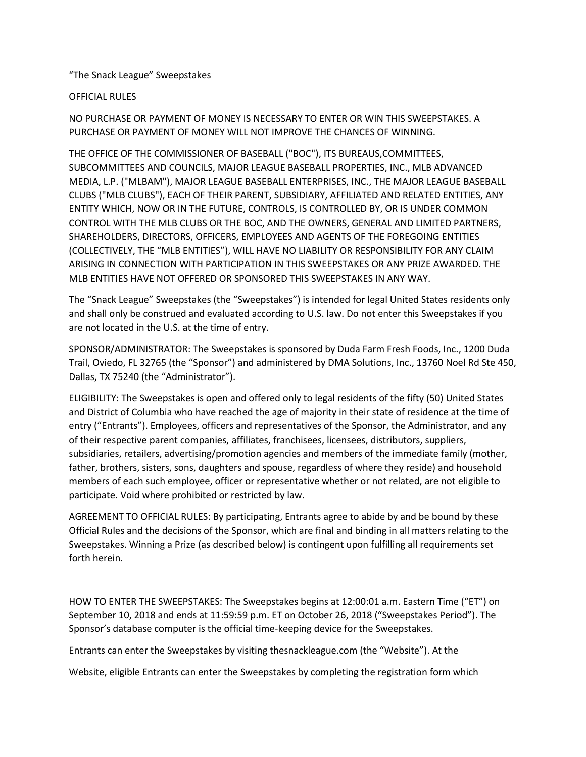# "The Snack League" Sweepstakes

## OFFICIAL RULES

NO PURCHASE OR PAYMENT OF MONEY IS NECESSARY TO ENTER OR WIN THIS SWEEPSTAKES. A PURCHASE OR PAYMENT OF MONEY WILL NOT IMPROVE THE CHANCES OF WINNING.

THE OFFICE OF THE COMMISSIONER OF BASEBALL ("BOC"), ITS BUREAUS,COMMITTEES, SUBCOMMITTEES AND COUNCILS, MAJOR LEAGUE BASEBALL PROPERTIES, INC., MLB ADVANCED MEDIA, L.P. ("MLBAM"), MAJOR LEAGUE BASEBALL ENTERPRISES, INC., THE MAJOR LEAGUE BASEBALL CLUBS ("MLB CLUBS"), EACH OF THEIR PARENT, SUBSIDIARY, AFFILIATED AND RELATED ENTITIES, ANY ENTITY WHICH, NOW OR IN THE FUTURE, CONTROLS, IS CONTROLLED BY, OR IS UNDER COMMON CONTROL WITH THE MLB CLUBS OR THE BOC, AND THE OWNERS, GENERAL AND LIMITED PARTNERS, SHAREHOLDERS, DIRECTORS, OFFICERS, EMPLOYEES AND AGENTS OF THE FOREGOING ENTITIES (COLLECTIVELY, THE "MLB ENTITIES"), WILL HAVE NO LIABILITY OR RESPONSIBILITY FOR ANY CLAIM ARISING IN CONNECTION WITH PARTICIPATION IN THIS SWEEPSTAKES OR ANY PRIZE AWARDED. THE MLB ENTITIES HAVE NOT OFFERED OR SPONSORED THIS SWEEPSTAKES IN ANY WAY.

The "Snack League" Sweepstakes (the "Sweepstakes") is intended for legal United States residents only and shall only be construed and evaluated according to U.S. law. Do not enter this Sweepstakes if you are not located in the U.S. at the time of entry.

SPONSOR/ADMINISTRATOR: The Sweepstakes is sponsored by Duda Farm Fresh Foods, Inc., 1200 Duda Trail, Oviedo, FL 32765 (the "Sponsor") and administered by DMA Solutions, Inc., 13760 Noel Rd Ste 450, Dallas, TX 75240 (the "Administrator").

ELIGIBILITY: The Sweepstakes is open and offered only to legal residents of the fifty (50) United States and District of Columbia who have reached the age of majority in their state of residence at the time of entry ("Entrants"). Employees, officers and representatives of the Sponsor, the Administrator, and any of their respective parent companies, affiliates, franchisees, licensees, distributors, suppliers, subsidiaries, retailers, advertising/promotion agencies and members of the immediate family (mother, father, brothers, sisters, sons, daughters and spouse, regardless of where they reside) and household members of each such employee, officer or representative whether or not related, are not eligible to participate. Void where prohibited or restricted by law.

AGREEMENT TO OFFICIAL RULES: By participating, Entrants agree to abide by and be bound by these Official Rules and the decisions of the Sponsor, which are final and binding in all matters relating to the Sweepstakes. Winning a Prize (as described below) is contingent upon fulfilling all requirements set forth herein.

HOW TO ENTER THE SWEEPSTAKES: The Sweepstakes begins at 12:00:01 a.m. Eastern Time ("ET") on September 10, 2018 and ends at 11:59:59 p.m. ET on October 26, 2018 ("Sweepstakes Period"). The Sponsor's database computer is the official time-keeping device for the Sweepstakes.

Entrants can enter the Sweepstakes by visiting thesnackleague.com (the "Website"). At the

Website, eligible Entrants can enter the Sweepstakes by completing the registration form which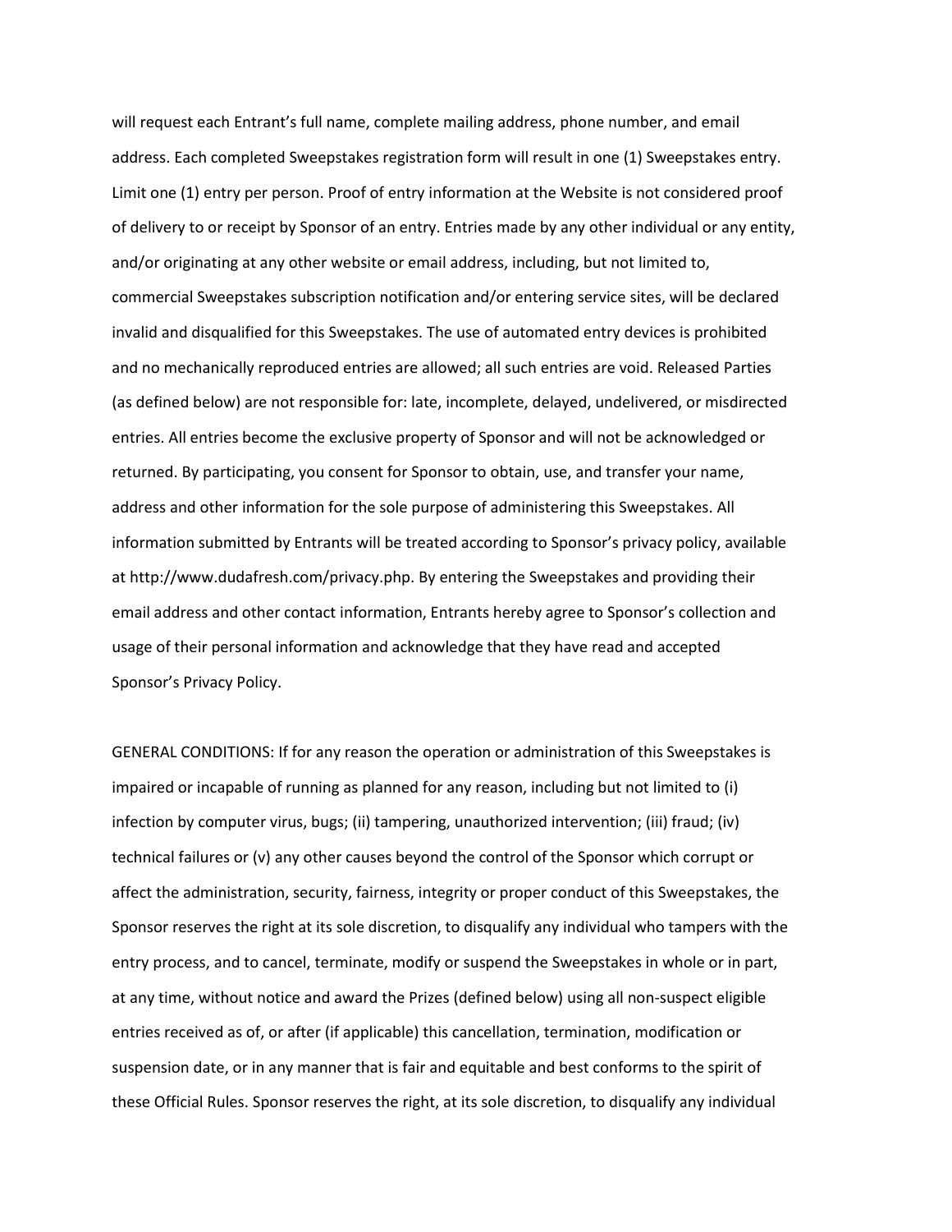will request each Entrant's full name, complete mailing address, phone number, and email address. Each completed Sweepstakes registration form will result in one (1) Sweepstakes entry. Limit one (1) entry per person. Proof of entry information at the Website is not considered proof of delivery to or receipt by Sponsor of an entry. Entries made by any other individual or any entity, and/or originating at any other website or email address, including, but not limited to, commercial Sweepstakes subscription notification and/or entering service sites, will be declared invalid and disqualified for this Sweepstakes. The use of automated entry devices is prohibited and no mechanically reproduced entries are allowed; all such entries are void. Released Parties (as defined below) are not responsible for: late, incomplete, delayed, undelivered, or misdirected entries. All entries become the exclusive property of Sponsor and will not be acknowledged or returned. By participating, you consent for Sponsor to obtain, use, and transfer your name, address and other information for the sole purpose of administering this Sweepstakes. All information submitted by Entrants will be treated according to Sponsor's privacy policy, available at http://www.dudafresh.com/privacy.php. By entering the Sweepstakes and providing their email address and other contact information, Entrants hereby agree to Sponsor's collection and usage of their personal information and acknowledge that they have read and accepted Sponsor's Privacy Policy.

GENERAL CONDITIONS: If for any reason the operation or administration of this Sweepstakes is impaired or incapable of running as planned for any reason, including but not limited to (i) infection by computer virus, bugs; (ii) tampering, unauthorized intervention; (iii) fraud; (iv) technical failures or (v) any other causes beyond the control of the Sponsor which corrupt or affect the administration, security, fairness, integrity or proper conduct of this Sweepstakes, the Sponsor reserves the right at its sole discretion, to disqualify any individual who tampers with the entry process, and to cancel, terminate, modify or suspend the Sweepstakes in whole or in part, at any time, without notice and award the Prizes (defined below) using all non-suspect eligible entries received as of, or after (if applicable) this cancellation, termination, modification or suspension date, or in any manner that is fair and equitable and best conforms to the spirit of these Official Rules. Sponsor reserves the right, at its sole discretion, to disqualify any individual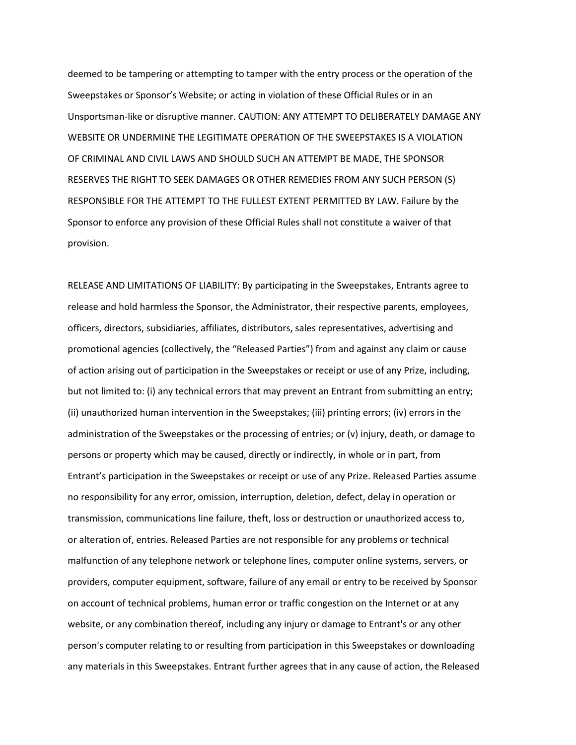deemed to be tampering or attempting to tamper with the entry process or the operation of the Sweepstakes or Sponsor's Website; or acting in violation of these Official Rules or in an Unsportsman-like or disruptive manner. CAUTION: ANY ATTEMPT TO DELIBERATELY DAMAGE ANY WEBSITE OR UNDERMINE THE LEGITIMATE OPERATION OF THE SWEEPSTAKES IS A VIOLATION OF CRIMINAL AND CIVIL LAWS AND SHOULD SUCH AN ATTEMPT BE MADE, THE SPONSOR RESERVES THE RIGHT TO SEEK DAMAGES OR OTHER REMEDIES FROM ANY SUCH PERSON (S) RESPONSIBLE FOR THE ATTEMPT TO THE FULLEST EXTENT PERMITTED BY LAW. Failure by the Sponsor to enforce any provision of these Official Rules shall not constitute a waiver of that provision.

RELEASE AND LIMITATIONS OF LIABILITY: By participating in the Sweepstakes, Entrants agree to release and hold harmless the Sponsor, the Administrator, their respective parents, employees, officers, directors, subsidiaries, affiliates, distributors, sales representatives, advertising and promotional agencies (collectively, the "Released Parties") from and against any claim or cause of action arising out of participation in the Sweepstakes or receipt or use of any Prize, including, but not limited to: (i) any technical errors that may prevent an Entrant from submitting an entry; (ii) unauthorized human intervention in the Sweepstakes; (iii) printing errors; (iv) errors in the administration of the Sweepstakes or the processing of entries; or (v) injury, death, or damage to persons or property which may be caused, directly or indirectly, in whole or in part, from Entrant's participation in the Sweepstakes or receipt or use of any Prize. Released Parties assume no responsibility for any error, omission, interruption, deletion, defect, delay in operation or transmission, communications line failure, theft, loss or destruction or unauthorized access to, or alteration of, entries. Released Parties are not responsible for any problems or technical malfunction of any telephone network or telephone lines, computer online systems, servers, or providers, computer equipment, software, failure of any email or entry to be received by Sponsor on account of technical problems, human error or traffic congestion on the Internet or at any website, or any combination thereof, including any injury or damage to Entrant's or any other person's computer relating to or resulting from participation in this Sweepstakes or downloading any materials in this Sweepstakes. Entrant further agrees that in any cause of action, the Released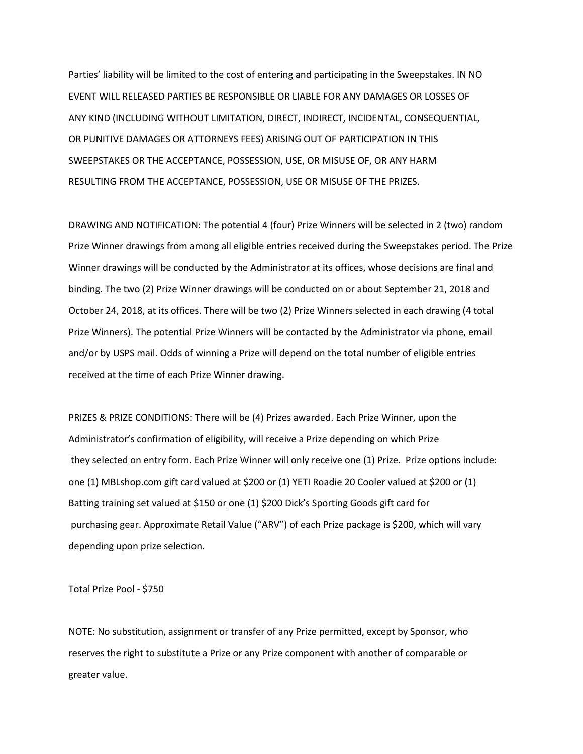Parties' liability will be limited to the cost of entering and participating in the Sweepstakes. IN NO EVENT WILL RELEASED PARTIES BE RESPONSIBLE OR LIABLE FOR ANY DAMAGES OR LOSSES OF ANY KIND (INCLUDING WITHOUT LIMITATION, DIRECT, INDIRECT, INCIDENTAL, CONSEQUENTIAL, OR PUNITIVE DAMAGES OR ATTORNEYS FEES) ARISING OUT OF PARTICIPATION IN THIS SWEEPSTAKES OR THE ACCEPTANCE, POSSESSION, USE, OR MISUSE OF, OR ANY HARM RESULTING FROM THE ACCEPTANCE, POSSESSION, USE OR MISUSE OF THE PRIZES.

DRAWING AND NOTIFICATION: The potential 4 (four) Prize Winners will be selected in 2 (two) random Prize Winner drawings from among all eligible entries received during the Sweepstakes period. The Prize Winner drawings will be conducted by the Administrator at its offices, whose decisions are final and binding. The two (2) Prize Winner drawings will be conducted on or about September 21, 2018 and October 24, 2018, at its offices. There will be two (2) Prize Winners selected in each drawing (4 total Prize Winners). The potential Prize Winners will be contacted by the Administrator via phone, email and/or by USPS mail. Odds of winning a Prize will depend on the total number of eligible entries received at the time of each Prize Winner drawing.

PRIZES & PRIZE CONDITIONS: There will be (4) Prizes awarded. Each Prize Winner, upon the Administrator's confirmation of eligibility, will receive a Prize depending on which Prize they selected on entry form. Each Prize Winner will only receive one (1) Prize. Prize options include: one (1) MBLshop.com gift card valued at $200 <u>or</u> (1) YETI Roadie 20 Cooler valued at $200 <u>or</u> (1) Batting training set valued at $150 <u>or</u> one (1) $200 Dick's Sporting Goods gift card for purchasing gear. Approximate Retail Value ("ARV") of each Prize package is $200, which will vary depending upon prize selection.

Total Prize Pool - $750

NOTE: No substitution, assignment or transfer of any Prize permitted, except by Sponsor, who reserves the right to substitute a Prize or any Prize component with another of comparable or greater value.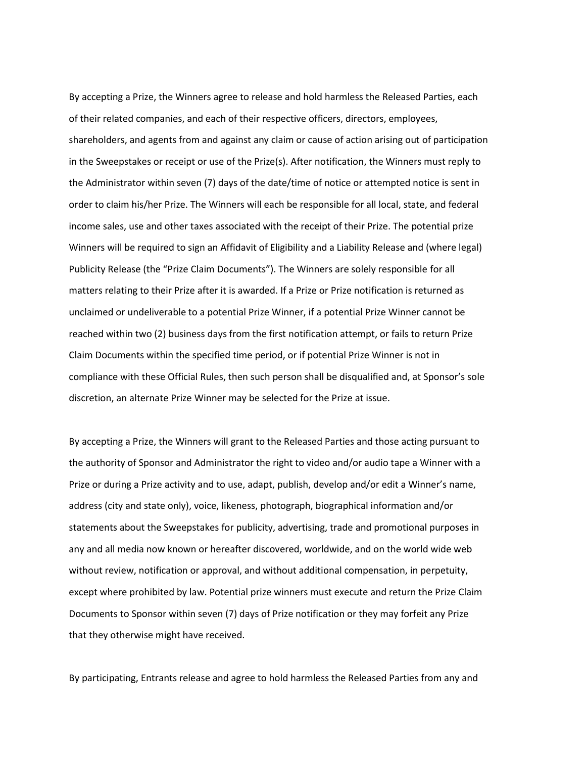By accepting a Prize, the Winners agree to release and hold harmless the Released Parties, each of their related companies, and each of their respective officers, directors, employees, shareholders, and agents from and against any claim or cause of action arising out of participation in the Sweepstakes or receipt or use of the Prize(s). After notification, the Winners must reply to the Administrator within seven (7) days of the date/time of notice or attempted notice is sent in order to claim his/her Prize. The Winners will each be responsible for all local, state, and federal income sales, use and other taxes associated with the receipt of their Prize. The potential prize Winners will be required to sign an Affidavit of Eligibility and a Liability Release and (where legal) Publicity Release (the "Prize Claim Documents"). The Winners are solely responsible for all matters relating to their Prize after it is awarded. If a Prize or Prize notification is returned as unclaimed or undeliverable to a potential Prize Winner, if a potential Prize Winner cannot be reached within two (2) business days from the first notification attempt, or fails to return Prize Claim Documents within the specified time period, or if potential Prize Winner is not in compliance with these Official Rules, then such person shall be disqualified and, at Sponsor's sole discretion, an alternate Prize Winner may be selected for the Prize at issue.

By accepting a Prize, the Winners will grant to the Released Parties and those acting pursuant to the authority of Sponsor and Administrator the right to video and/or audio tape a Winner with a Prize or during a Prize activity and to use, adapt, publish, develop and/or edit a Winner's name, address (city and state only), voice, likeness, photograph, biographical information and/or statements about the Sweepstakes for publicity, advertising, trade and promotional purposes in any and all media now known or hereafter discovered, worldwide, and on the world wide web without review, notification or approval, and without additional compensation, in perpetuity, except where prohibited by law. Potential prize winners must execute and return the Prize Claim Documents to Sponsor within seven (7) days of Prize notification or they may forfeit any Prize that they otherwise might have received.

By participating, Entrants release and agree to hold harmless the Released Parties from any and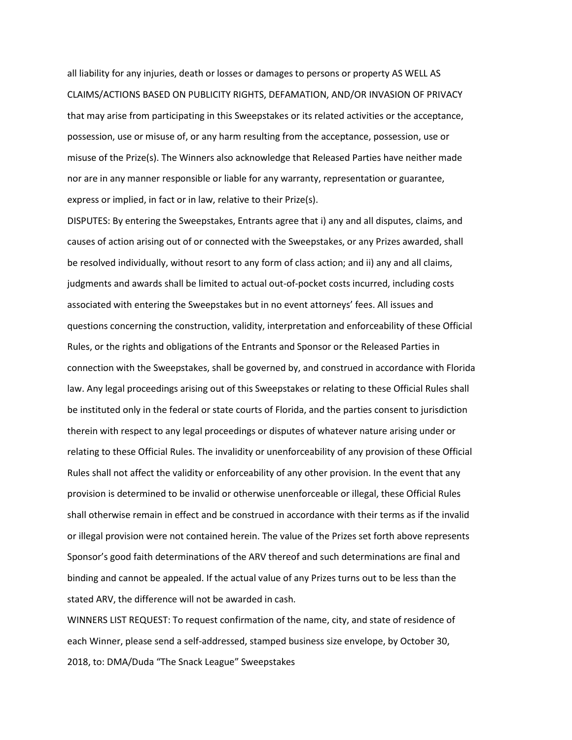all liability for any injuries, death or losses or damages to persons or property AS WELL AS CLAIMS/ACTIONS BASED ON PUBLICITY RIGHTS, DEFAMATION, AND/OR INVASION OF PRIVACY that may arise from participating in this Sweepstakes or its related activities or the acceptance, possession, use or misuse of, or any harm resulting from the acceptance, possession, use or misuse of the Prize(s). The Winners also acknowledge that Released Parties have neither made nor are in any manner responsible or liable for any warranty, representation or guarantee, express or implied, in fact or in law, relative to their Prize(s).

DISPUTES: By entering the Sweepstakes, Entrants agree that i) any and all disputes, claims, and causes of action arising out of or connected with the Sweepstakes, or any Prizes awarded, shall be resolved individually, without resort to any form of class action; and ii) any and all claims, judgments and awards shall be limited to actual out-of-pocket costs incurred, including costs associated with entering the Sweepstakes but in no event attorneys' fees. All issues and questions concerning the construction, validity, interpretation and enforceability of these Official Rules, or the rights and obligations of the Entrants and Sponsor or the Released Parties in connection with the Sweepstakes, shall be governed by, and construed in accordance with Florida law. Any legal proceedings arising out of this Sweepstakes or relating to these Official Rules shall be instituted only in the federal or state courts of Florida, and the parties consent to jurisdiction therein with respect to any legal proceedings or disputes of whatever nature arising under or relating to these Official Rules. The invalidity or unenforceability of any provision of these Official Rules shall not affect the validity or enforceability of any other provision. In the event that any provision is determined to be invalid or otherwise unenforceable or illegal, these Official Rules shall otherwise remain in effect and be construed in accordance with their terms as if the invalid or illegal provision were not contained herein. The value of the Prizes set forth above represents Sponsor's good faith determinations of the ARV thereof and such determinations are final and binding and cannot be appealed. If the actual value of any Prizes turns out to be less than the stated ARV, the difference will not be awarded in cash.

WINNERS LIST REQUEST: To request confirmation of the name, city, and state of residence of each Winner, please send a self-addressed, stamped business size envelope, by October 30, 2018, to: DMA/Duda "The Snack League" Sweepstakes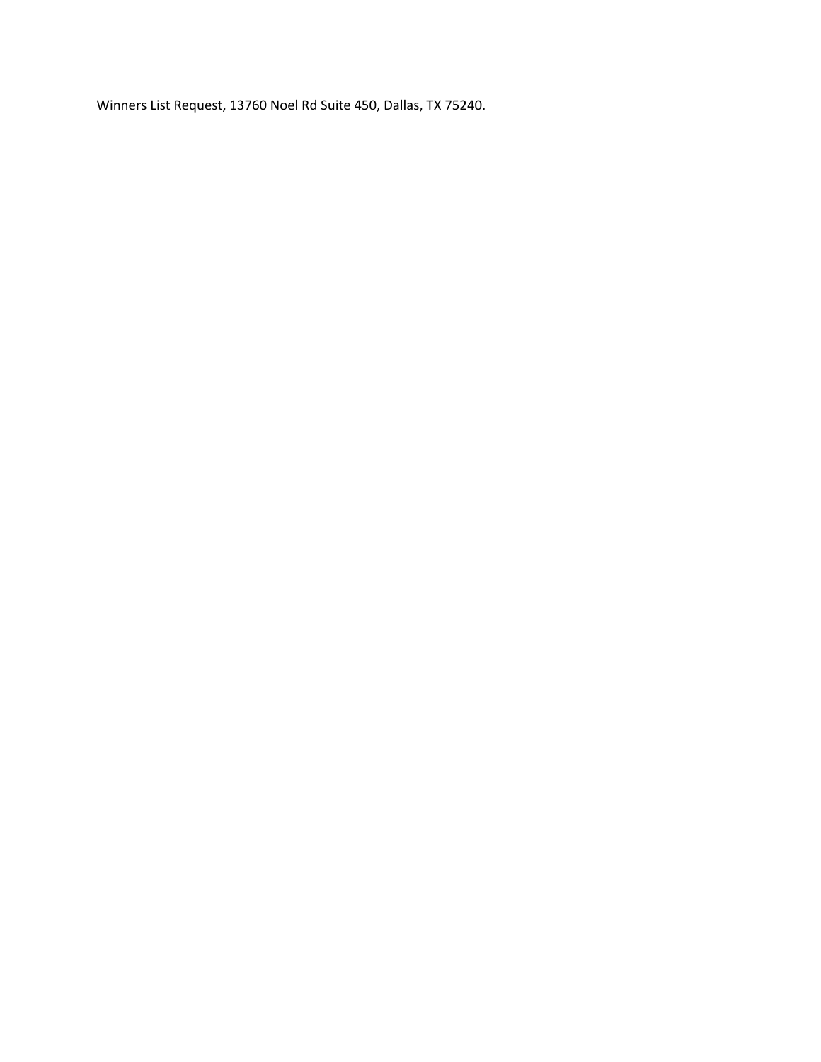Winners List Request, 13760 Noel Rd Suite 450, Dallas, TX 75240.